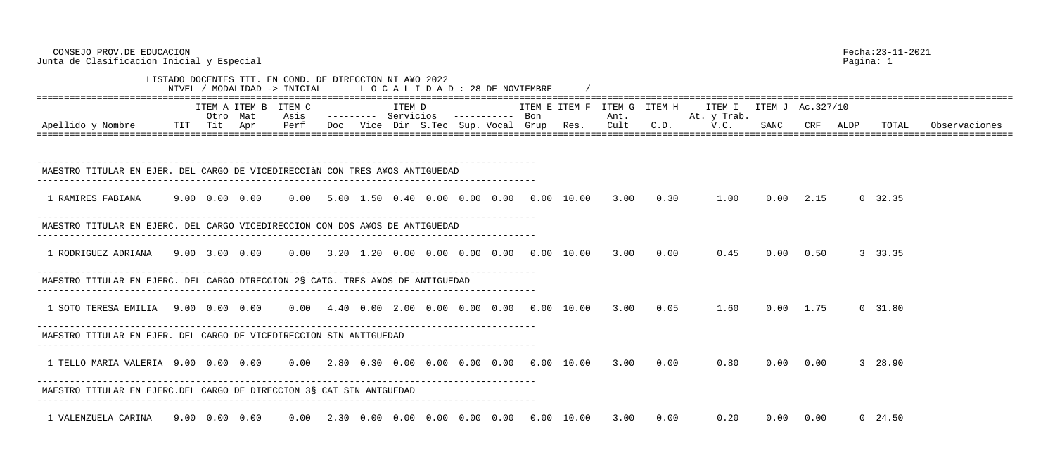CONSEJO PROV.DE EDUCACION
Junta de Clasificacion Inicial y Especial

Fecha:23-11-2021

LISTADO DOCENTES TIT. EN COND. DE DIRECCION NI A¥O 2022
NIVEL / MODALIDAD -> INICIAL     L O C A L I D A D : 28 DE NOVIEMBRE     /

| Apellido y Nombre | ITEM A TIT | ITEM B Otro Tit | Mat Apr | ITEM C Asis Perf | ITEM D Servicios Doc | Vice | Dir | S.Tec | Sup. | Vocal | ITEM E Bon Grup | ITEM F Res. | ITEM G Ant. Cult | ITEM H C.D. | ITEM I At. y Trab. V.C. | ITEM J SANC | Ac.327/10 CRF | ALDP | TOTAL | Observaciones |
|---|---|---|---|---|---|---|---|---|---|---|---|---|---|---|---|---|---|---|---|---|
| **MAESTRO TITULAR EN EJER. DEL CARGO DE VICEDIRECCIàN CON TRES A¥OS ANTIGUEDAD** | | | | | | | | | | | | | | | | | | | | |
| 1 RAMIRES FABIANA | 9.00 | 0.00 | 0.00 | 0.00 | 5.00 | 1.50 | 0.40 | 0.00 | 0.00 | 0.00 | 0.00 | 10.00 | 3.00 | 0.30 | 1.00 | 0.00 | 2.15 | 0 | 32.35 | |
| **MAESTRO TITULAR EN EJERC. DEL CARGO VICEDIRECCION CON DOS A¥OS DE ANTIGUEDAD** | | | | | | | | | | | | | | | | | | | | |
| 1 RODRIGUEZ ADRIANA | 9.00 | 3.00 | 0.00 | 0.00 | 3.20 | 1.20 | 0.00 | 0.00 | 0.00 | 0.00 | 0.00 | 10.00 | 3.00 | 0.00 | 0.45 | 0.00 | 0.50 | 3 | 33.35 | |
| **MAESTRO TITULAR EN EJERC. DEL CARGO DIRECCION 2§ CATG. TRES A¥OS DE ANTIGUEDAD** | | | | | | | | | | | | | | | | | | | | |
| 1 SOTO TERESA EMILIA | 9.00 | 0.00 | 0.00 | 0.00 | 4.40 | 0.00 | 2.00 | 0.00 | 0.00 | 0.00 | 0.00 | 10.00 | 3.00 | 0.05 | 1.60 | 0.00 | 1.75 | 0 | 31.80 | |
| **MAESTRO TITULAR EN EJER. DEL CARGO DE VICEDIRECCION SIN ANTIGUEDAD** | | | | | | | | | | | | | | | | | | | | |
| 1 TELLO MARIA VALERIA | 9.00 | 0.00 | 0.00 | 0.00 | 2.80 | 0.30 | 0.00 | 0.00 | 0.00 | 0.00 | 0.00 | 10.00 | 3.00 | 0.00 | 0.80 | 0.00 | 0.00 | 3 | 28.90 | |
| **MAESTRO TITULAR EN EJERC.DEL CARGO DE DIRECCION 3§ CAT SIN ANTGUEDAD** | | | | | | | | | | | | | | | | | | | | |
| 1 VALENZUELA CARINA | 9.00 | 0.00 | 0.00 | 0.00 | 2.30 | 0.00 | 0.00 | 0.00 | 0.00 | 0.00 | 0.00 | 10.00 | 3.00 | 0.00 | 0.20 | 0.00 | 0.00 | 0 | 24.50 | |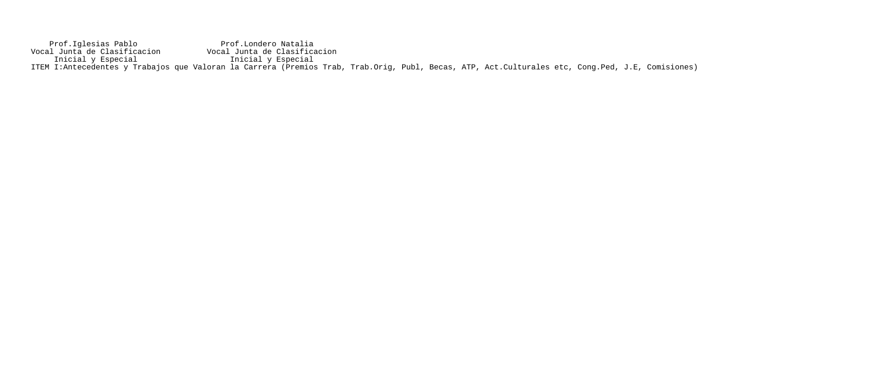| | |
|---|---|
| Prof.Iglesias Pablo | Prof.Londero Natalia |
| Vocal Junta de Clasificacion | Vocal Junta de Clasificacion |
| Inicial y Especial | Inicial y Especial |

ITEM I:Antecedentes y Trabajos que Valoran la Carrera (Premios Trab, Trab.Orig, Publ, Becas, ATP, Act.Culturales etc, Cong.Ped, J.E, Comisiones)